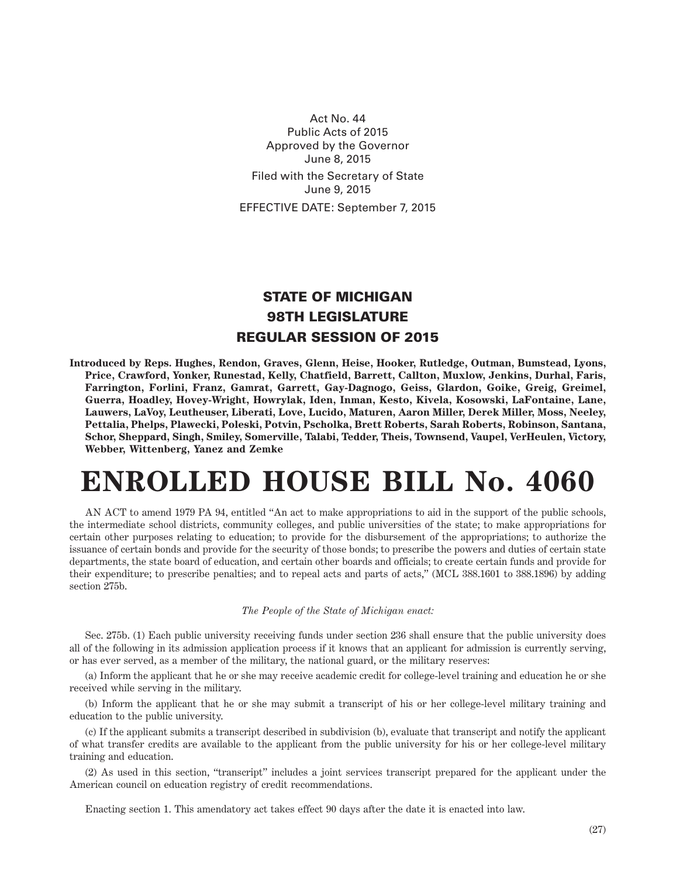Act No. 44
Public Acts of 2015
Approved by the Governor
June 8, 2015

Filed with the Secretary of State
June 9, 2015

EFFECTIVE DATE: September 7, 2015

## STATE OF MICHIGAN
## 98TH LEGISLATURE
## REGULAR SESSION OF 2015

**Introduced by Reps. Hughes, Rendon, Graves, Glenn, Heise, Hooker, Rutledge, Outman, Bumstead, Lyons, Price, Crawford, Yonker, Runestad, Kelly, Chatfield, Barrett, Callton, Muxlow, Jenkins, Durhal, Faris, Farrington, Forlini, Franz, Gamrat, Garrett, Gay-Dagnogo, Geiss, Glardon, Goike, Greig, Greimel, Guerra, Hoadley, Hovey-Wright, Howrylak, Iden, Inman, Kesto, Kivela, Kosowski, LaFontaine, Lane, Lauwers, LaVoy, Leutheuser, Liberati, Love, Lucido, Maturen, Aaron Miller, Derek Miller, Moss, Neeley, Pettalia, Phelps, Plawecki, Poleski, Potvin, Pscholka, Brett Roberts, Sarah Roberts, Robinson, Santana, Schor, Sheppard, Singh, Smiley, Somerville, Talabi, Tedder, Theis, Townsend, Vaupel, VerHeulen, Victory, Webber, Wittenberg, Yanez and Zemke**

# ENROLLED HOUSE BILL No. 4060

AN ACT to amend 1979 PA 94, entitled "An act to make appropriations to aid in the support of the public schools, the intermediate school districts, community colleges, and public universities of the state; to make appropriations for certain other purposes relating to education; to provide for the disbursement of the appropriations; to authorize the issuance of certain bonds and provide for the security of those bonds; to prescribe the powers and duties of certain state departments, the state board of education, and certain other boards and officials; to create certain funds and provide for their expenditure; to prescribe penalties; and to repeal acts and parts of acts," (MCL 388.1601 to 388.1896) by adding section 275b.

*The People of the State of Michigan enact:*

Sec. 275b. (1) Each public university receiving funds under section 236 shall ensure that the public university does all of the following in its admission application process if it knows that an applicant for admission is currently serving, or has ever served, as a member of the military, the national guard, or the military reserves:

(a) Inform the applicant that he or she may receive academic credit for college-level training and education he or she received while serving in the military.

(b) Inform the applicant that he or she may submit a transcript of his or her college-level military training and education to the public university.

(c) If the applicant submits a transcript described in subdivision (b), evaluate that transcript and notify the applicant of what transfer credits are available to the applicant from the public university for his or her college-level military training and education.

(2) As used in this section, "transcript" includes a joint services transcript prepared for the applicant under the American council on education registry of credit recommendations.

Enacting section 1. This amendatory act takes effect 90 days after the date it is enacted into law.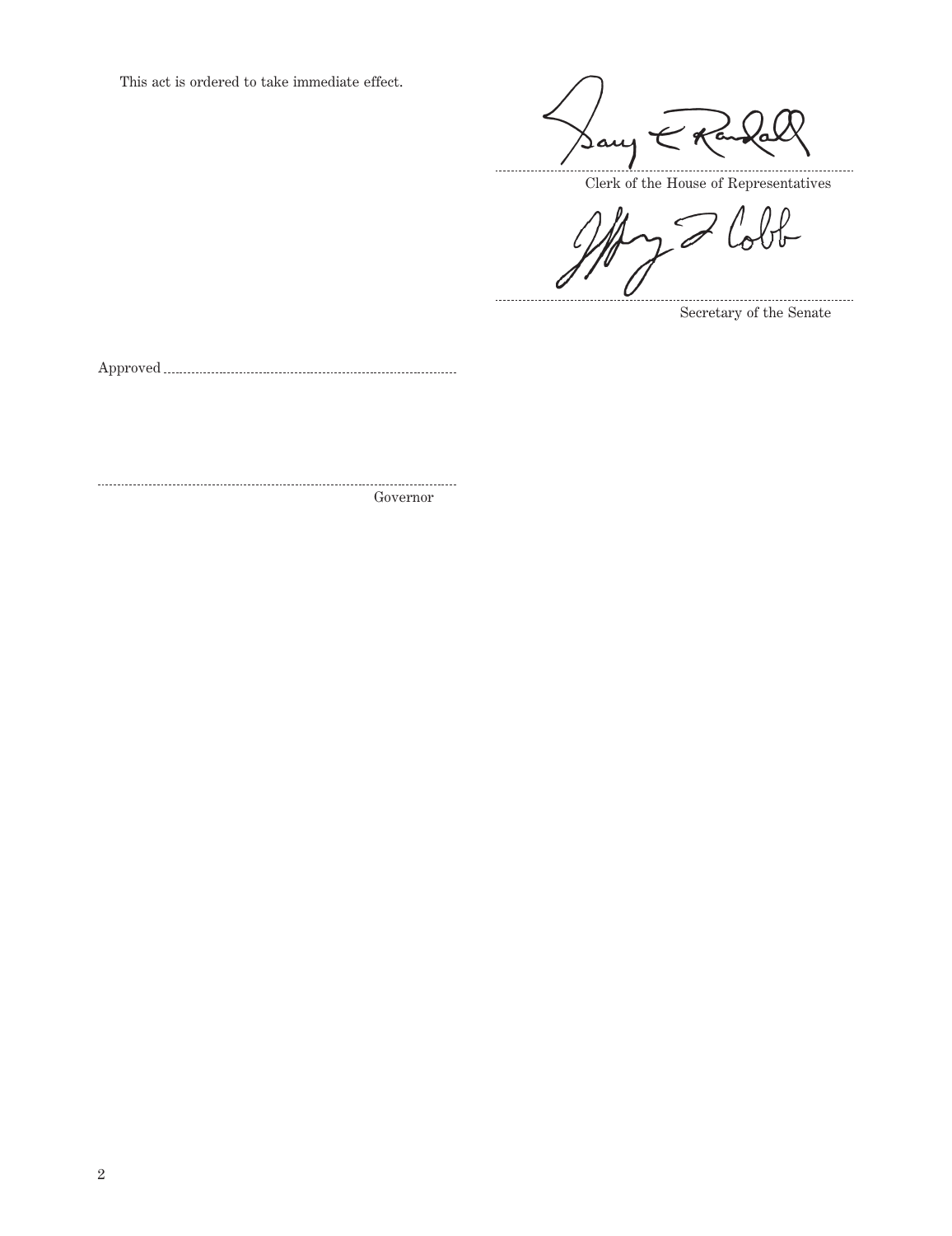This act is ordered to take immediate effect.

Clerk of the House of Representatives

Secretary of the Senate

Approved ............................................................

............................................................

Governor